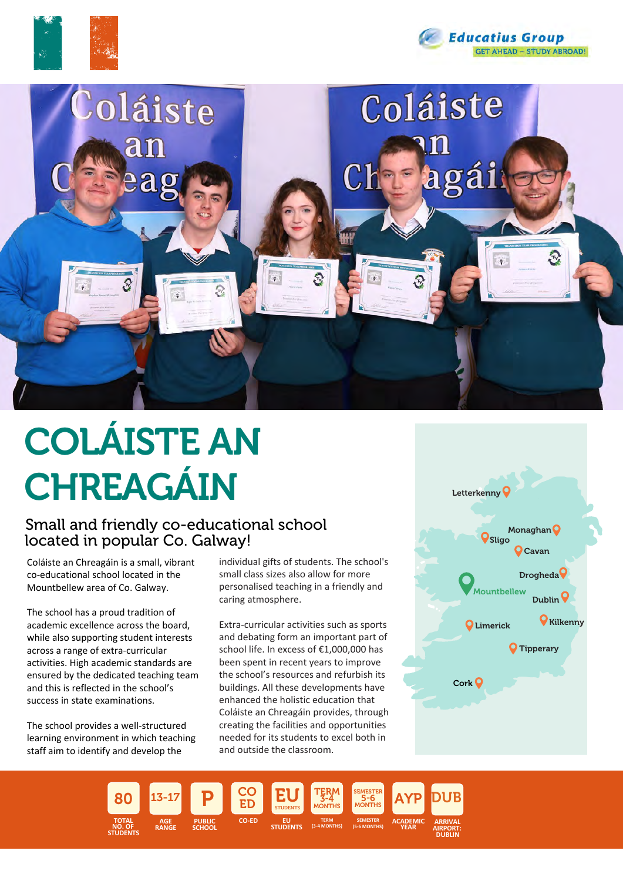Educatius Group
GET AHEAD – STUDY ABROAD!

# COLÁISTE AN CHREAGÁIN

## Small and friendly co-educational school located in popular Co. Galway!

Coláiste an Chreagáin is a small, vibrant co-educational school located in the Mountbellew area of Co. Galway.

The school has a proud tradition of academic excellence across the board, while also supporting student interests across a range of extra-curricular activities. High academic standards are ensured by the dedicated teaching team and this is reflected in the school's success in state examinations.

The school provides a well-structured learning environment in which teaching staff aim to identify and develop the individual gifts of students. The school's small class sizes also allow for more personalised teaching in a friendly and caring atmosphere.

Extra-curricular activities such as sports and debating form an important part of school life. In excess of €1,000,000 has been spent in recent years to improve the school's resources and refurbish its buildings. All these developments have enhanced the holistic education that Coláiste an Chreagáin provides, through creating the facilities and opportunities needed for its students to excel both in and outside the classroom.

Letterkenny
Monaghan
Sligo
Cavan
Drogheda
Mountbellew
Dublin
Limerick
Kilkenny
Tipperary
Cork

| 80 | 13-17 | P | CO ED | EU STUDENTS | TERM 3-4 MONTHS | SEMESTER 5-6 MONTHS | AYP | DUB |
|---|---|---|---|---|---|---|---|---|
| TOTAL NO. OF STUDENTS | AGE RANGE | PUBLIC SCHOOL | CO-ED | EU STUDENTS | TERM (3-4 MONTHS) | SEMESTER (5-6 MONTHS) | ACADEMIC YEAR | ARRIVAL AIRPORT: DUBLIN |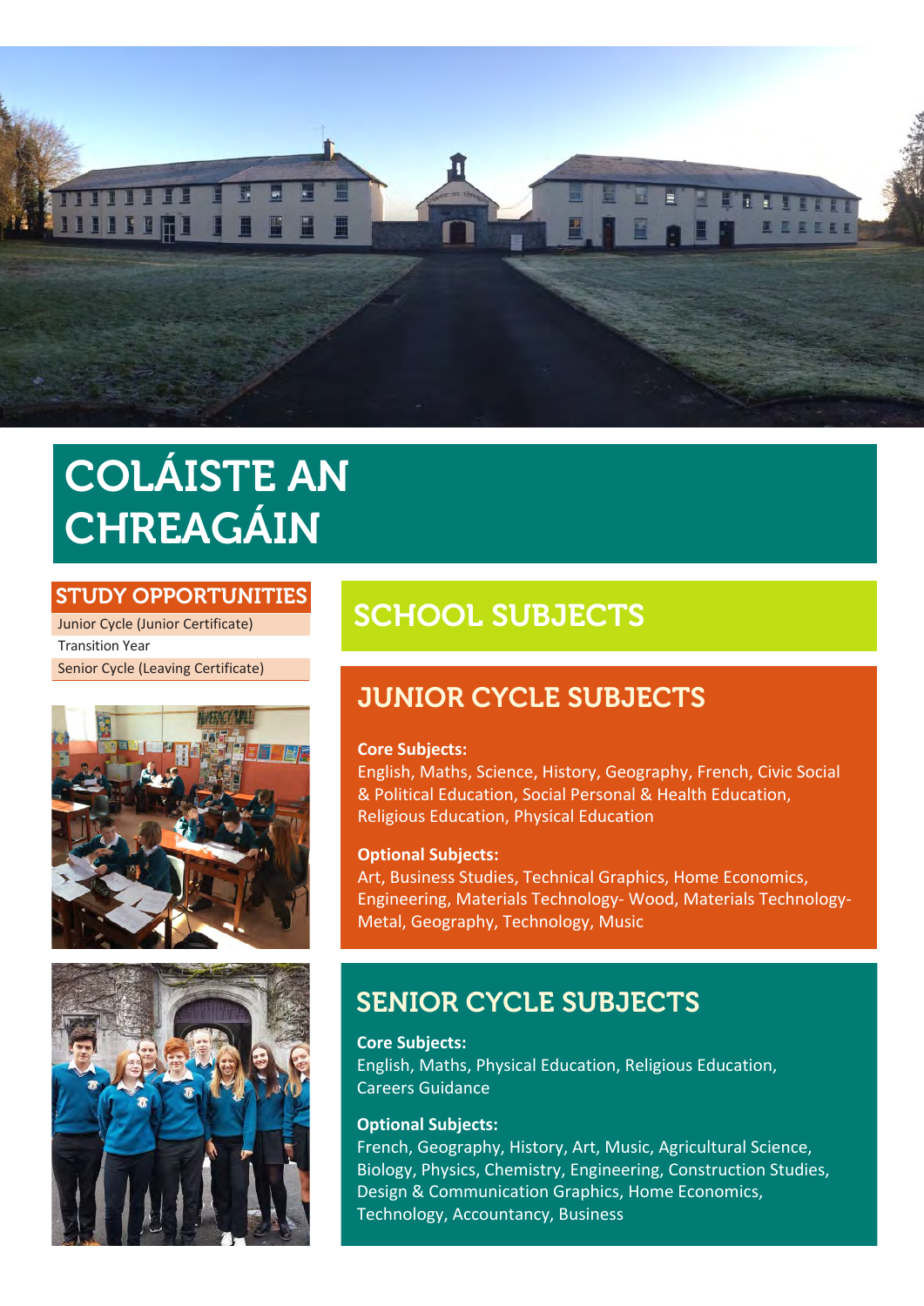# COLÁISTE AN CHREAGÁIN

## STUDY OPPORTUNITIES

- Junior Cycle (Junior Certificate)
- Transition Year
- Senior Cycle (Leaving Certificate)

## SCHOOL SUBJECTS

### JUNIOR CYCLE SUBJECTS

**Core Subjects:**
English, Maths, Science, History, Geography, French, Civic Social & Political Education, Social Personal & Health Education, Religious Education, Physical Education

**Optional Subjects:**
Art, Business Studies, Technical Graphics, Home Economics, Engineering, Materials Technology- Wood, Materials Technology- Metal, Geography, Technology, Music

### SENIOR CYCLE SUBJECTS

**Core Subjects:**
English, Maths, Physical Education, Religious Education, Careers Guidance

**Optional Subjects:**
French, Geography, History, Art, Music, Agricultural Science, Biology, Physics, Chemistry, Engineering, Construction Studies, Design & Communication Graphics, Home Economics, Technology, Accountancy, Business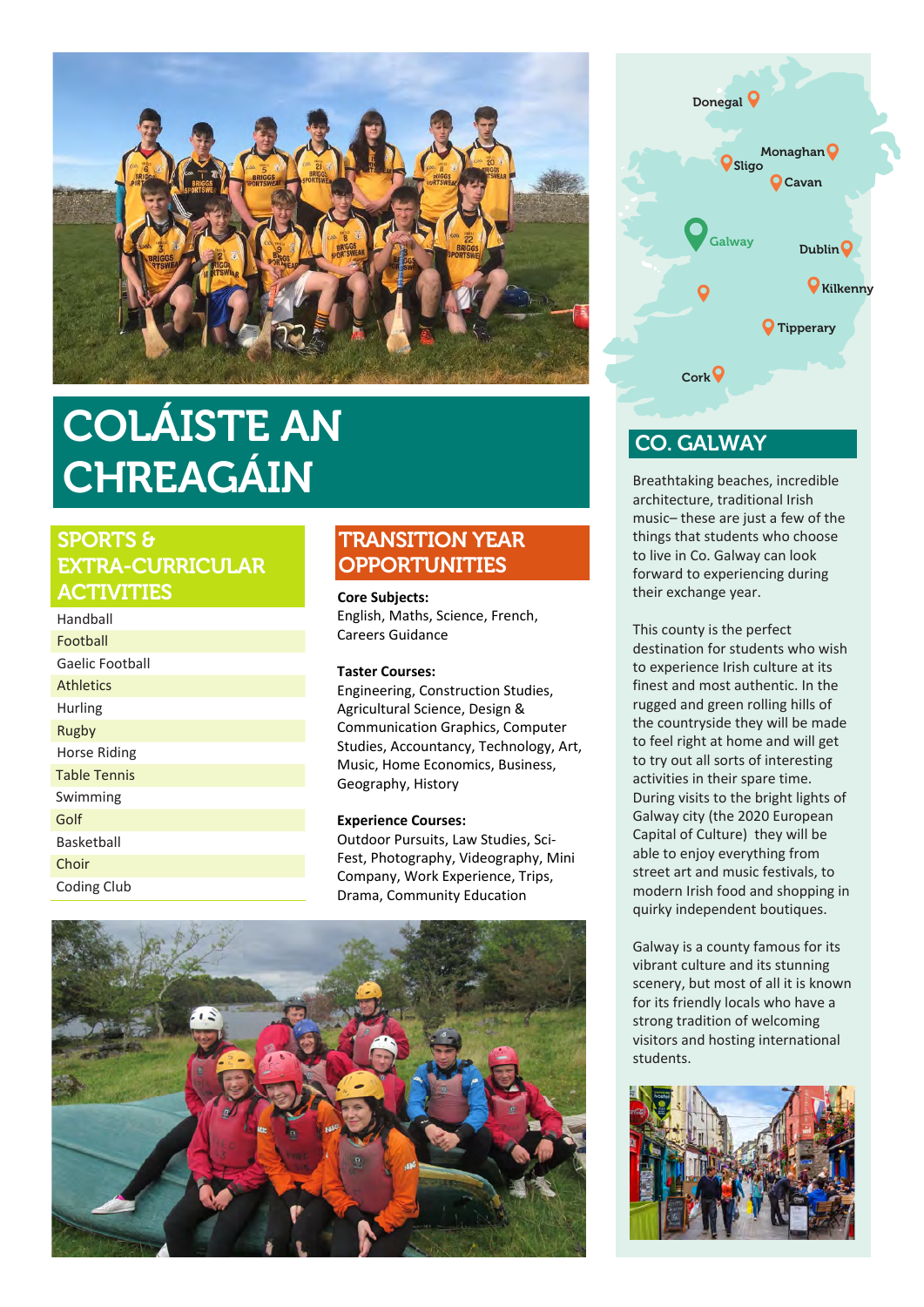# COLÁISTE AN CHREAGÁIN

## SPORTS & EXTRA-CURRICULAR ACTIVITIES

| |
|---|
| Handball |
| Football |
| Gaelic Football |
| Athletics |
| Hurling |
| Rugby |
| Horse Riding |
| Table Tennis |
| Swimming |
| Golf |
| Basketball |
| Choir |
| Coding Club |

## TRANSITION YEAR OPPORTUNITIES

**Core Subjects:**
English, Maths, Science, French, Careers Guidance

**Taster Courses:**
Engineering, Construction Studies, Agricultural Science, Design & Communication Graphics, Computer Studies, Accountancy, Technology, Art, Music, Home Economics, Business, Geography, History

**Experience Courses:**
Outdoor Pursuits, Law Studies, Sci-Fest, Photography, Videography, Mini Company, Work Experience, Trips, Drama, Community Education

Donegal
Monaghan
Sligo
Cavan
Galway
Dublin
Kilkenny
Tipperary
Cork

## CO. GALWAY

Breathtaking beaches, incredible architecture, traditional Irish music– these are just a few of the things that students who choose to live in Co. Galway can look forward to experiencing during their exchange year.

This county is the perfect destination for students who wish to experience Irish culture at its finest and most authentic. In the rugged and green rolling hills of the countryside they will be made to feel right at home and will get to try out all sorts of interesting activities in their spare time. During visits to the bright lights of Galway city (the 2020 European Capital of Culture) they will be able to enjoy everything from street art and music festivals, to modern Irish food and shopping in quirky independent boutiques.

Galway is a county famous for its vibrant culture and its stunning scenery, but most of all it is known for its friendly locals who have a strong tradition of welcoming visitors and hosting international students.